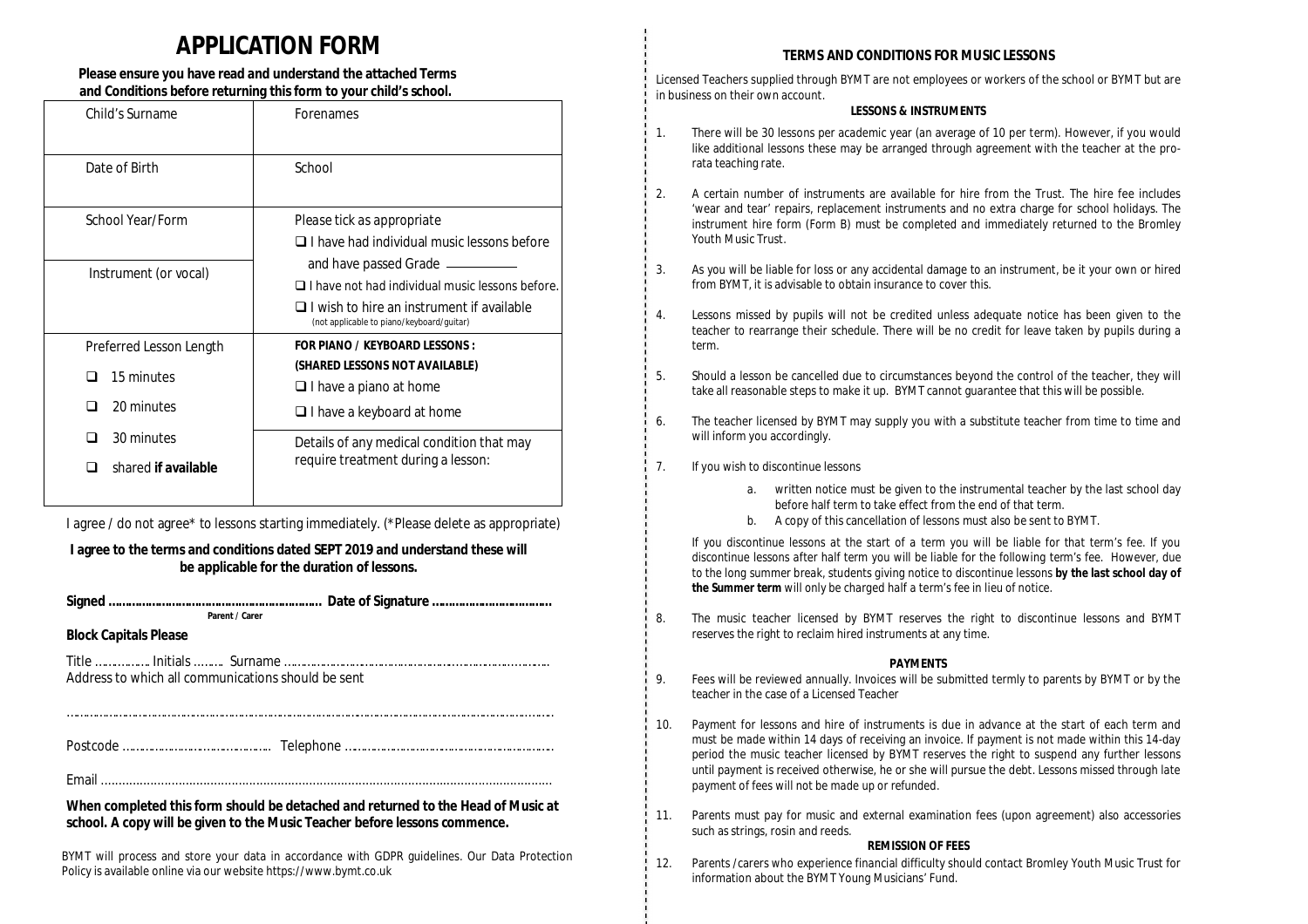# APPLICATION FORM

**Please ensure you have read and understand the attached Terms and Conditions before returning this form to your child's school.**

| Child's Surname | Forenames |
|---|---|
| Date of Birth | School |
| School Year/Form | Please tick as appropriate<br>❑ I have had individual music lessons before and have passed Grade ________ |
| Instrument (or vocal) | ❑ I have not had individual music lessons before.<br>❑ I wish to hire an instrument if available (not applicable to piano/keyboard/guitar) |
| Preferred Lesson Length<br>❑ 15 minutes<br>❑ 20 minutes<br>❑ 30 minutes<br>❑ shared **if available** | **FOR PIANO / KEYBOARD LESSONS :**<br>**(SHARED LESSONS NOT AVAILABLE)**<br>❑ I have a piano at home<br>❑ I have a keyboard at home<br>Details of any medical condition that may require treatment during a lesson: |

I agree / do not agree* to lessons starting immediately. (*Please delete as appropriate)

**I agree to the terms and conditions dated SEPT 2019 and understand these will be applicable for the duration of lessons.**

**Signed ……………………………………………………… Date of Signature ……………………………**
Parent / Carer

**Block Capitals Please**

Title …………… Initials ……… Surname …………………………………………………………………

Address to which all communications should be sent

……………………………………………………………………………………………………………………

Postcode …………………………………… Telephone ……………………………………………………

Email ……………………………………………………………………………………………………………

**When completed this form should be detached and returned to the Head of Music at school. A copy will be given to the Music Teacher before lessons commence.**

BYMT will process and store your data in accordance with GDPR guidelines. Our Data Protection Policy is available online via our website https://www.bymt.co.uk

## TERMS AND CONDITIONS FOR MUSIC LESSONS

Licensed Teachers supplied through BYMT are not employees or workers of the school or BYMT but are in business on their own account.

### LESSONS & INSTRUMENTS

1. There will be 30 lessons per academic year (an average of 10 per term). However, if you would like additional lessons these may be arranged through agreement with the teacher at the pro-rata teaching rate.
2. A certain number of instruments are available for hire from the Trust. The hire fee includes 'wear and tear' repairs, replacement instruments and no extra charge for school holidays. The instrument hire form (Form B) must be completed and immediately returned to the Bromley Youth Music Trust.
3. As you will be liable for loss or any accidental damage to an instrument, be it your own or hired from BYMT, it is advisable to obtain insurance to cover this.
4. Lessons missed by pupils will not be credited unless adequate notice has been given to the teacher to rearrange their schedule. There will be no credit for leave taken by pupils during a term.
5. Should a lesson be cancelled due to circumstances beyond the control of the teacher, they will take all reasonable steps to make it up. BYMT cannot guarantee that this will be possible.
6. The teacher licensed by BYMT may supply you with a substitute teacher from time to time and will inform you accordingly.
7. If you wish to discontinue lessons
   a. written notice must be given to the instrumental teacher by the last school day before half term to take effect from the end of that term.
   b. A copy of this cancellation of lessons must also be sent to BYMT.

   If you discontinue lessons at the start of a term you will be liable for that term's fee. If you discontinue lessons after half term you will be liable for the following term's fee. However, due to the long summer break, students giving notice to discontinue lessons **by the last school day of the Summer term** will only be charged half a term's fee in lieu of notice.
8. The music teacher licensed by BYMT reserves the right to discontinue lessons and BYMT reserves the right to reclaim hired instruments at any time.

### PAYMENTS

9. Fees will be reviewed annually. Invoices will be submitted termly to parents by BYMT or by the teacher in the case of a Licensed Teacher
10. Payment for lessons and hire of instruments is due in advance at the start of each term and must be made within 14 days of receiving an invoice. If payment is not made within this 14-day period the music teacher licensed by BYMT reserves the right to suspend any further lessons until payment is received otherwise, he or she will pursue the debt. Lessons missed through late payment of fees will not be made up or refunded.
11. Parents must pay for music and external examination fees (upon agreement) also accessories such as strings, rosin and reeds.

### REMISSION OF FEES

12. Parents /carers who experience financial difficulty should contact Bromley Youth Music Trust for information about the BYMT Young Musicians' Fund.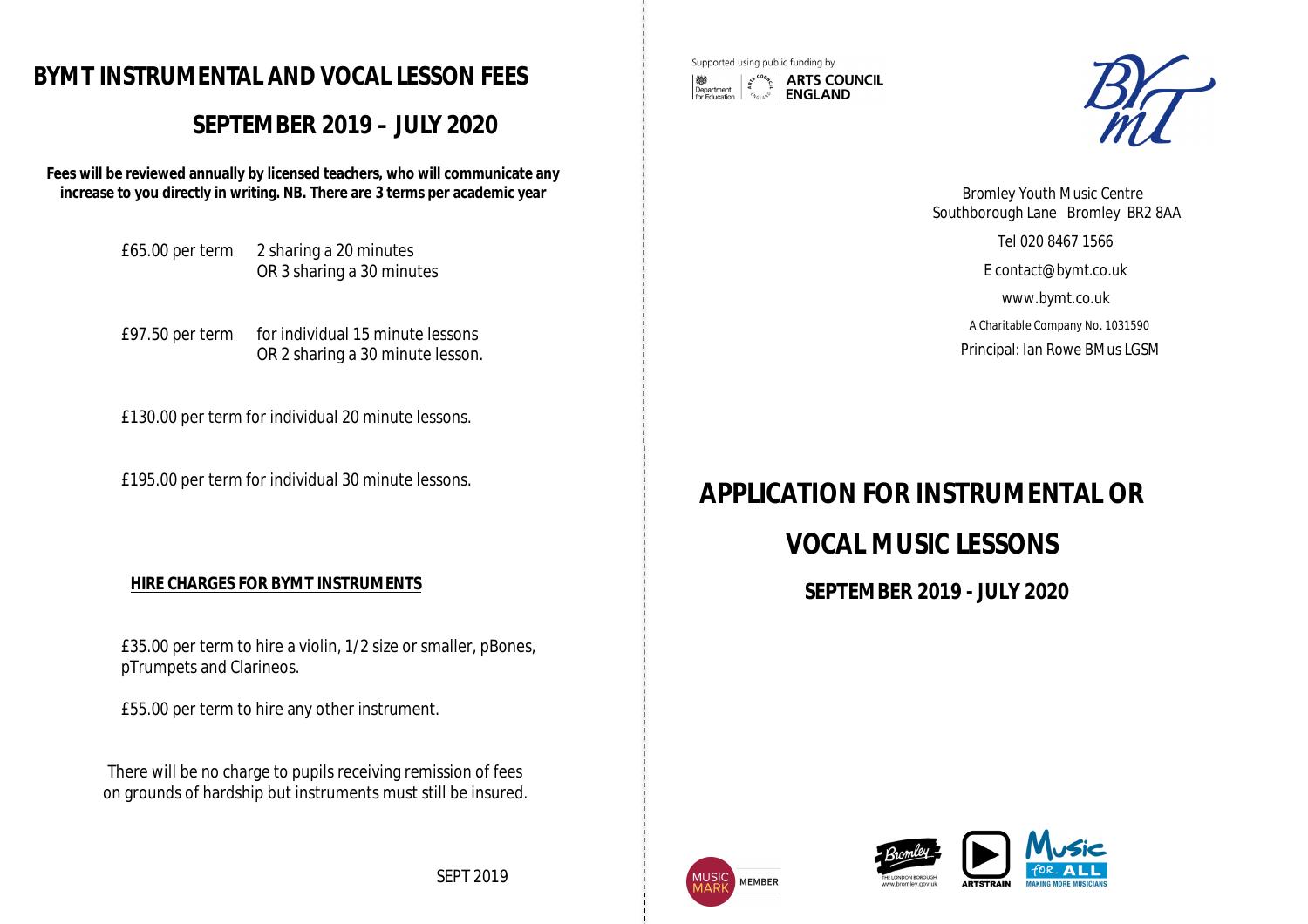# BYMT INSTRUMENTAL AND VOCAL LESSON FEES

## SEPTEMBER 2019 – JULY 2020

**Fees will be reviewed annually by licensed teachers, who will communicate any increase to you directly in writing. NB. There are 3 terms per academic year**

£65.00 per term 2 sharing a 20 minutes OR 3 sharing a 30 minutes

£97.50 per term for individual 15 minute lessons OR 2 sharing a 30 minute lesson.

£130.00 per term for individual 20 minute lessons.

£195.00 per term for individual 30 minute lessons.

**HIRE CHARGES FOR BYMT INSTRUMENTS**

£35.00 per term to hire a violin, 1/2 size or smaller, pBones, pTrumpets and Clarineos.

£55.00 per term to hire any other instrument.

There will be no charge to pupils receiving remission of fees on grounds of hardship but instruments must still be insured.

SEPT 2019

Supported using public funding by Department for Education | ARTS COUNCIL ENGLAND

BYMT

Bromley Youth Music Centre
Southborough Lane Bromley BR2 8AA

Tel 020 8467 1566

E contact@bymt.co.uk

www.bymt.co.uk

A Charitable Company No. 1031590

Principal: Ian Rowe BMus LGSM

# APPLICATION FOR INSTRUMENTAL OR VOCAL MUSIC LESSONS

## SEPTEMBER 2019 - JULY 2020

MUSIC MARK MEMBER

Bromley THE LONDON BOROUGH www.bromley.gov.uk

ARTSTRAIN

Music for ALL MAKING MORE MUSICIANS